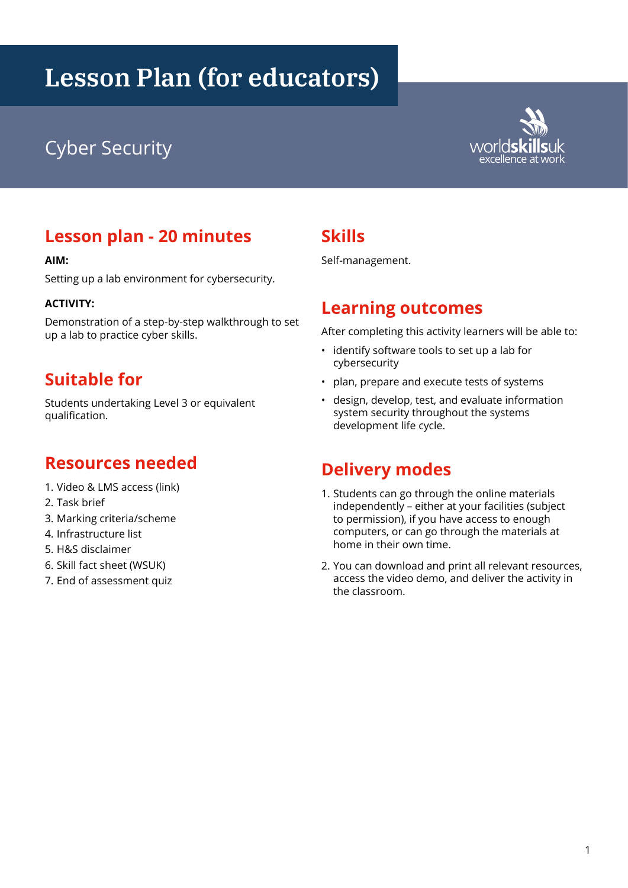# Lesson Plan (for educators)

Cyber Security

worldskillsuk excellence at work

## Lesson plan - 20 minutes

**AIM:**

Setting up a lab environment for cybersecurity.

**ACTIVITY:**

Demonstration of a step-by-step walkthrough to set up a lab to practice cyber skills.

## Suitable for

Students undertaking Level 3 or equivalent qualification.

## Resources needed

1. Video & LMS access (link)
2. Task brief
3. Marking criteria/scheme
4. Infrastructure list
5. H&S disclaimer
6. Skill fact sheet (WSUK)
7. End of assessment quiz

## Skills

Self-management.

## Learning outcomes

After completing this activity learners will be able to:

- identify software tools to set up a lab for cybersecurity
- plan, prepare and execute tests of systems
- design, develop, test, and evaluate information system security throughout the systems development life cycle.

## Delivery modes

1. Students can go through the online materials independently – either at your facilities (subject to permission), if you have access to enough computers, or can go through the materials at home in their own time.
2. You can download and print all relevant resources, access the video demo, and deliver the activity in the classroom.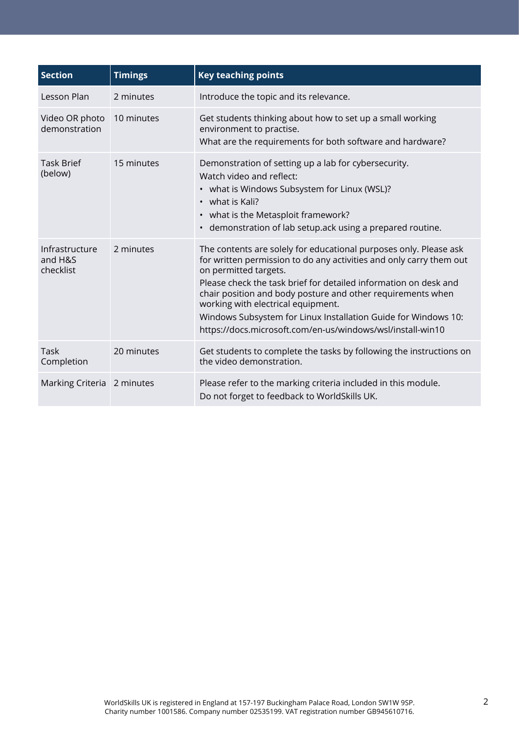| Section | Timings | Key teaching points |
|---|---|---|
| Lesson Plan | 2 minutes | Introduce the topic and its relevance. |
| Video OR photo demonstration | 10 minutes | Get students thinking about how to set up a small working environment to practise.<br>What are the requirements for both software and hardware? |
| Task Brief (below) | 15 minutes | Demonstration of setting up a lab for cybersecurity.<br>Watch video and reflect:<br>• what is Windows Subsystem for Linux (WSL)?<br>• what is Kali?<br>• what is the Metasploit framework?<br>• demonstration of lab setup.ack using a prepared routine. |
| Infrastructure and H&S checklist | 2 minutes | The contents are solely for educational purposes only. Please ask for written permission to do any activities and only carry them out on permitted targets.<br>Please check the task brief for detailed information on desk and chair position and body posture and other requirements when working with electrical equipment.<br>Windows Subsystem for Linux Installation Guide for Windows 10: https://docs.microsoft.com/en-us/windows/wsl/install-win10 |
| Task Completion | 20 minutes | Get students to complete the tasks by following the instructions on the video demonstration. |
| Marking Criteria | 2 minutes | Please refer to the marking criteria included in this module.<br>Do not forget to feedback to WorldSkills UK. |

WorldSkills UK is registered in England at 157-197 Buckingham Palace Road, London SW1W 9SP.
Charity number 1001586. Company number 02535199. VAT registration number GB945610716.